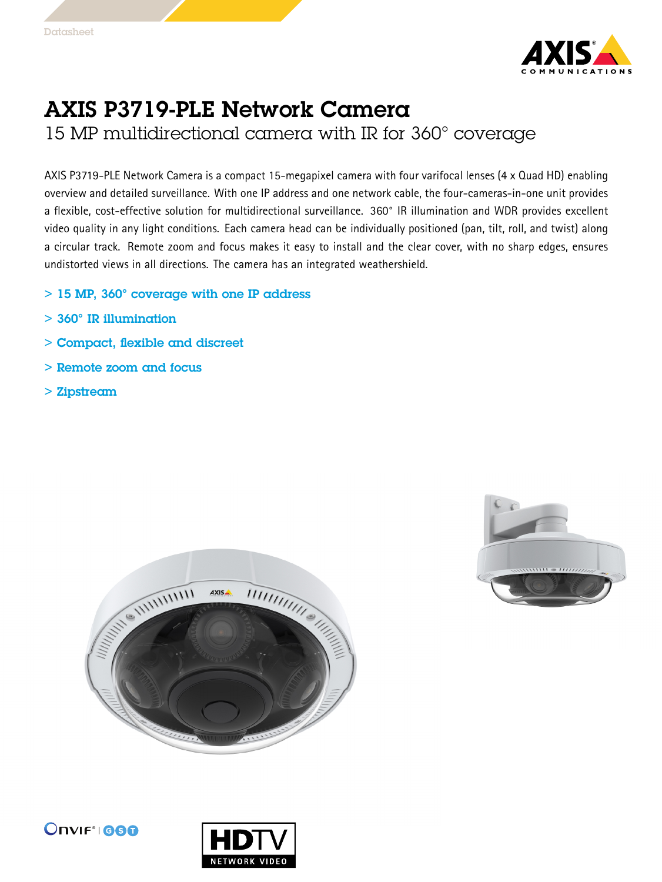Datasheet

# AXIS P3719-PLE Network Camera

## 15 MP multidirectional camera with IR for 360° coverage

AXIS P3719-PLE Network Camera is a compact 15-megapixel camera with four varifocal lenses (4 x Quad HD) enabling overview and detailed surveillance. With one IP address and one network cable, the four-cameras-in-one unit provides a flexible, cost-effective solution for multidirectional surveillance. 360° IR illumination and WDR provides excellent video quality in any light conditions. Each camera head can be individually positioned (pan, tilt, roll, and twist) along a circular track. Remote zoom and focus makes it easy to install and the clear cover, with no sharp edges, ensures undistorted views in all directions. The camera has an integrated weathershield.

> 15 MP, 360° coverage with one IP address

> 360° IR illumination

> Compact, flexible and discreet

> Remote zoom and focus

> Zipstream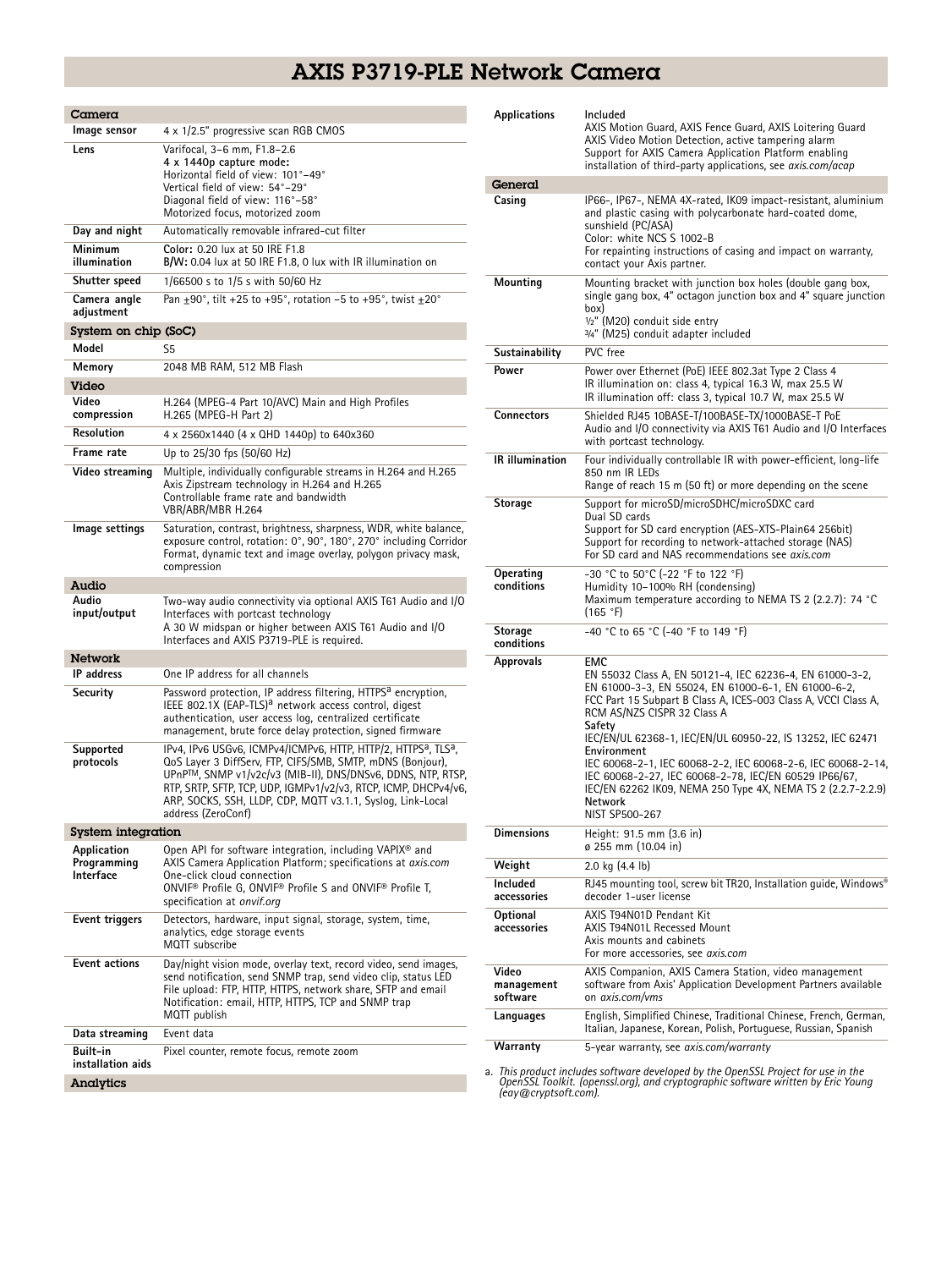# AXIS P3719-PLE Network Camera

| Camera | |
|---|---|
| **Image sensor** | 4 x 1/2.5" progressive scan RGB CMOS |
| **Lens** | Varifocal, 3–6 mm, F1.8–2.6<br>**4 x 1440p capture mode:**<br>Horizontal field of view: 101°–49°<br>Vertical field of view: 54°–29°<br>Diagonal field of view: 116°–58°<br>Motorized focus, motorized zoom |
| **Day and night** | Automatically removable infrared-cut filter |
| **Minimum illumination** | **Color:** 0.20 lux at 50 IRE F1.8<br>**B/W:** 0.04 lux at 50 IRE F1.8, 0 lux with IR illumination on |
| **Shutter speed** | 1/66500 s to 1/5 s with 50/60 Hz |
| **Camera angle adjustment** | Pan ±90°, tilt +25 to +95°, rotation −5 to +95°, twist ±20° |

| System on chip (SoC) | |
|---|---|
| **Model** | S5 |
| **Memory** | 2048 MB RAM, 512 MB Flash |

| Video | |
|---|---|
| **Video compression** | H.264 (MPEG-4 Part 10/AVC) Main and High Profiles<br>H.265 (MPEG-H Part 2) |
| **Resolution** | 4 x 2560x1440 (4 x QHD 1440p) to 640x360 |
| **Frame rate** | Up to 25/30 fps (50/60 Hz) |
| **Video streaming** | Multiple, individually configurable streams in H.264 and H.265<br>Axis Zipstream technology in H.264 and H.265<br>Controllable frame rate and bandwidth<br>VBR/ABR/MBR H.264 |
| **Image settings** | Saturation, contrast, brightness, sharpness, WDR, white balance, exposure control, rotation: 0°, 90°, 180°, 270° including Corridor Format, dynamic text and image overlay, polygon privacy mask, compression |

| Audio | |
|---|---|
| **Audio input/output** | Two-way audio connectivity via optional AXIS T61 Audio and I/O Interfaces with portcast technology<br>A 30 W midspan or higher between AXIS T61 Audio and I/O Interfaces and AXIS P3719-PLE is required. |

| Network | |
|---|---|
| **IP address** | One IP address for all channels |
| **Security** | Password protection, IP address filtering, HTTPS[a] encryption, IEEE 802.1X (EAP-TLS)[a] network access control, digest authentication, user access log, centralized certificate management, brute force delay protection, signed firmware |
| **Supported protocols** | IPv4, IPv6 USGv6, ICMPv4/ICMPv6, HTTP, HTTP/2, HTTPS[a], TLS[a], QoS Layer 3 DiffServ, FTP, CIFS/SMB, SMTP, mDNS (Bonjour), UPnP™, SNMP v1/v2c/v3 (MIB-II), DNS/DNSv6, DDNS, NTP, RTSP, RTP, SRTP, SFTP, TCP, UDP, IGMPv1/v2/v3, RTCP, ICMP, DHCPv4/v6, ARP, SOCKS, SSH, LLDP, CDP, MQTT v3.1.1, Syslog, Link-Local address (ZeroConf) |

| System integration | |
|---|---|
| **Application Programming Interface** | Open API for software integration, including VAPIX® and AXIS Camera Application Platform; specifications at *axis.com*<br>One-click cloud connection<br>ONVIF® Profile G, ONVIF® Profile S and ONVIF® Profile T, specification at *onvif.org* |
| **Event triggers** | Detectors, hardware, input signal, storage, system, time, analytics, edge storage events<br>MQTT subscribe |
| **Event actions** | Day/night vision mode, overlay text, record video, send images, send notification, send SNMP trap, send video clip, status LED<br>File upload: FTP, HTTP, HTTPS, network share, SFTP and email<br>Notification: email, HTTP, HTTPS, TCP and SNMP trap<br>MQTT publish |
| **Data streaming** | Event data |
| **Built-in installation aids** | Pixel counter, remote focus, remote zoom |

| Analytics | |
|---|---|
| **Applications** | Included<br>AXIS Motion Guard, AXIS Fence Guard, AXIS Loitering Guard<br>AXIS Video Motion Detection, active tampering alarm<br>Support for AXIS Camera Application Platform enabling installation of third-party applications, see *axis.com/acap* |

| General | |
|---|---|
| **Casing** | IP66-, IP67-, NEMA 4X-rated, IK09 impact-resistant, aluminium and plastic casing with polycarbonate hard-coated dome, sunshield (PC/ASA)<br>Color: white NCS S 1002-B<br>For repainting instructions of casing and impact on warranty, contact your Axis partner. |
| **Mounting** | Mounting bracket with junction box holes (double gang box, single gang box, 4" octagon junction box and 4" square junction box)<br>½" (M20) conduit side entry<br>¾" (M25) conduit adapter included |
| **Sustainability** | PVC free |
| **Power** | Power over Ethernet (PoE) IEEE 802.3at Type 2 Class 4<br>IR illumination on: class 4, typical 16.3 W, max 25.5 W<br>IR illumination off: class 3, typical 10.7 W, max 25.5 W |
| **Connectors** | Shielded RJ45 10BASE-T/100BASE-TX/1000BASE-T PoE<br>Audio and I/O connectivity via AXIS T61 Audio and I/O Interfaces with portcast technology. |
| **IR illumination** | Four individually controllable IR with power-efficient, long-life 850 nm IR LEDs<br>Range of reach 15 m (50 ft) or more depending on the scene |
| **Storage** | Support for microSD/microSDHC/microSDXC card<br>Dual SD cards<br>Support for SD card encryption (AES-XTS-Plain64 256bit)<br>Support for recording to network-attached storage (NAS)<br>For SD card and NAS recommendations see *axis.com* |
| **Operating conditions** | -30 °C to 50°C (-22 °F to 122 °F)<br>Humidity 10–100% RH (condensing)<br>Maximum temperature according to NEMA TS 2 (2.2.7): 74 °C (165 °F) |
| **Storage conditions** | -40 °C to 65 °C (-40 °F to 149 °F) |
| **Approvals** | **EMC**<br>EN 55032 Class A, EN 50121-4, IEC 62236-4, EN 61000-3-2, EN 61000-3-3, EN 55024, EN 61000-6-1, EN 61000-6-2, FCC Part 15 Subpart B Class A, ICES-003 Class A, VCCI Class A, RCM AS/NZS CISPR 32 Class A<br>**Safety**<br>IEC/EN/UL 62368-1, IEC/EN/UL 60950-22, IS 13252, IEC 62471<br>**Environment**<br>IEC 60068-2-1, IEC 60068-2-2, IEC 60068-2-6, IEC 60068-2-14, IEC 60068-2-27, IEC 60068-2-78, IEC/EN 60529 IP66/67, IEC/EN 62262 IK09, NEMA 250 Type 4X, NEMA TS 2 (2.2.7-2.2.9)<br>**Network**<br>NIST SP500-267 |
| **Dimensions** | Height: 91.5 mm (3.6 in)<br>ø 255 mm (10.04 in) |
| **Weight** | 2.0 kg (4.4 lb) |
| **Included accessories** | RJ45 mounting tool, screw bit TR20, Installation guide, Windows® decoder 1-user license |
| **Optional accessories** | AXIS T94N01D Pendant Kit<br>AXIS T94N01L Recessed Mount<br>Axis mounts and cabinets<br>For more accessories, see *axis.com* |
| **Video management software** | AXIS Companion, AXIS Camera Station, video management software from Axis' Application Development Partners available on *axis.com/vms* |
| **Languages** | English, Simplified Chinese, Traditional Chinese, French, German, Italian, Japanese, Korean, Polish, Portuguese, Russian, Spanish |
| **Warranty** | 5-year warranty, see *axis.com/warranty* |

a. *This product includes software developed by the OpenSSL Project for use in the OpenSSL Toolkit. (openssl.org), and cryptographic software written by Eric Young (eay@cryptsoft.com).*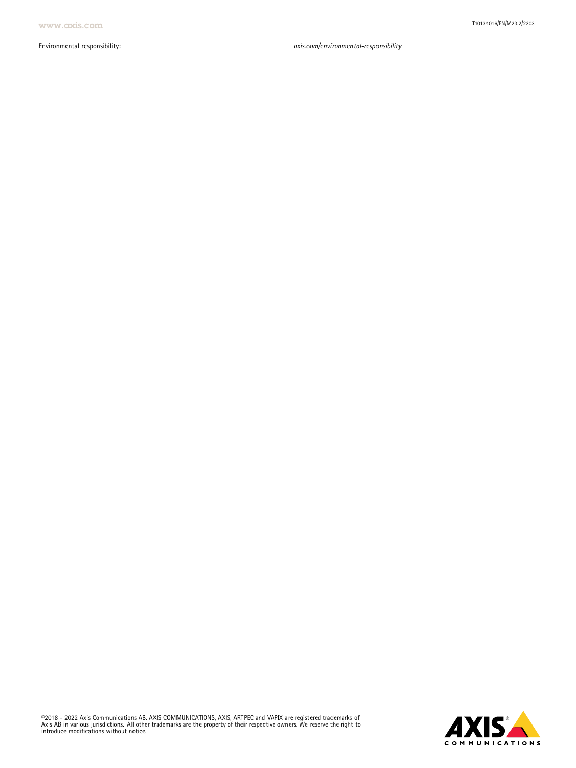Environmental responsibility: *axis.com/environmental-responsibility*

©2018 - 2022 Axis Communications AB. AXIS COMMUNICATIONS, AXIS, ARTPEC and VAPIX are registered trademarks of Axis AB in various jurisdictions. All other trademarks are the property of their respective owners. We reserve the right to introduce modifications without notice.